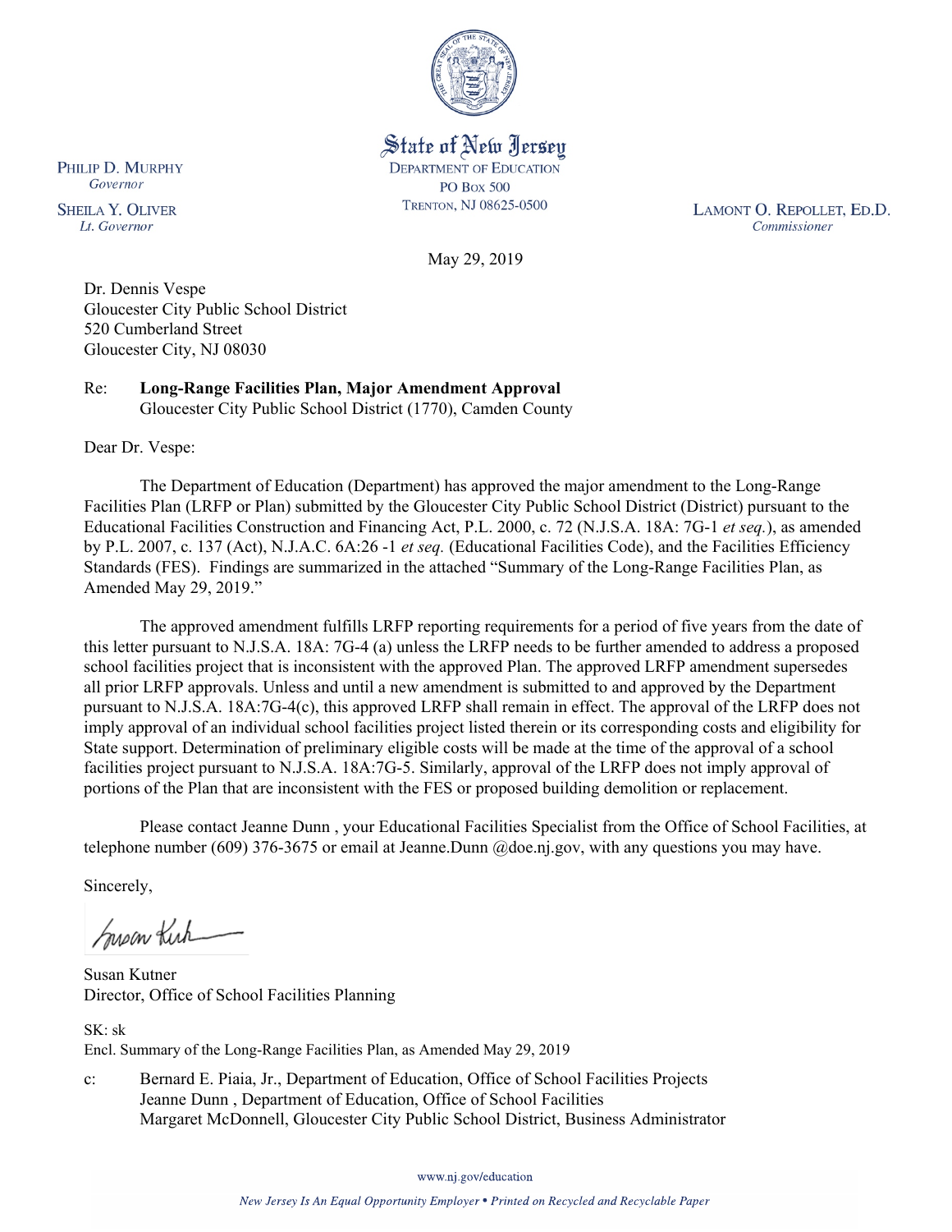State of New Jersey
DEPARTMENT OF EDUCATION
PO BOX 500
TRENTON, NJ 08625-0500

PHILIP D. MURPHY
*Governor*

SHEILA Y. OLIVER
*Lt. Governor*

LAMONT O. REPOLLET, ED.D.
*Commissioner*

May 29, 2019

Dr. Dennis Vespe
Gloucester City Public School District
520 Cumberland Street
Gloucester City, NJ 08030

Re: **Long-Range Facilities Plan, Major Amendment Approval**
Gloucester City Public School District (1770), Camden County

Dear Dr. Vespe:

The Department of Education (Department) has approved the major amendment to the Long-Range Facilities Plan (LRFP or Plan) submitted by the Gloucester City Public School District (District) pursuant to the Educational Facilities Construction and Financing Act, P.L. 2000, c. 72 (N.J.S.A. 18A: 7G-1 *et seq.*), as amended by P.L. 2007, c. 137 (Act), N.J.A.C. 6A:26 -1 *et seq.* (Educational Facilities Code), and the Facilities Efficiency Standards (FES). Findings are summarized in the attached "Summary of the Long-Range Facilities Plan, as Amended May 29, 2019."

The approved amendment fulfills LRFP reporting requirements for a period of five years from the date of this letter pursuant to N.J.S.A. 18A: 7G-4 (a) unless the LRFP needs to be further amended to address a proposed school facilities project that is inconsistent with the approved Plan. The approved LRFP amendment supersedes all prior LRFP approvals. Unless and until a new amendment is submitted to and approved by the Department pursuant to N.J.S.A. 18A:7G-4(c), this approved LRFP shall remain in effect. The approval of the LRFP does not imply approval of an individual school facilities project listed therein or its corresponding costs and eligibility for State support. Determination of preliminary eligible costs will be made at the time of the approval of a school facilities project pursuant to N.J.S.A. 18A:7G-5. Similarly, approval of the LRFP does not imply approval of portions of the Plan that are inconsistent with the FES or proposed building demolition or replacement.

Please contact Jeanne Dunn , your Educational Facilities Specialist from the Office of School Facilities, at telephone number (609) 376-3675 or email at Jeanne.Dunn @doe.nj.gov, with any questions you may have.

Sincerely,

Susan Kutner
Director, Office of School Facilities Planning

SK: sk
Encl. Summary of the Long-Range Facilities Plan, as Amended May 29, 2019

c: Bernard E. Piaia, Jr., Department of Education, Office of School Facilities Projects
Jeanne Dunn , Department of Education, Office of School Facilities
Margaret McDonnell, Gloucester City Public School District, Business Administrator

www.nj.gov/education

*New Jersey Is An Equal Opportunity Employer • Printed on Recycled and Recyclable Paper*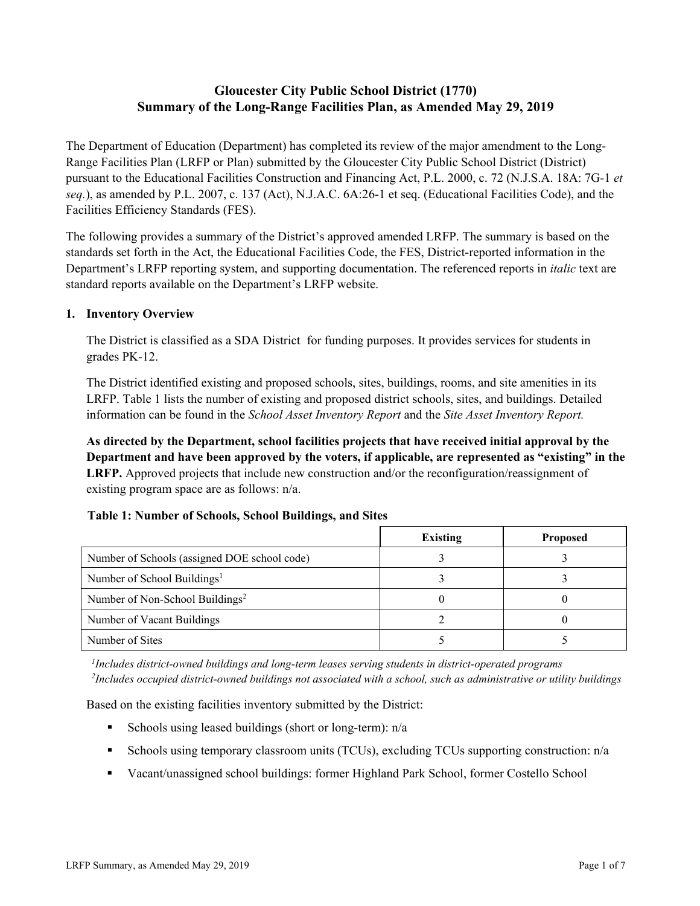# Gloucester City Public School District (1770)
# Summary of the Long-Range Facilities Plan, as Amended May 29, 2019

The Department of Education (Department) has completed its review of the major amendment to the Long-Range Facilities Plan (LRFP or Plan) submitted by the Gloucester City Public School District (District) pursuant to the Educational Facilities Construction and Financing Act, P.L. 2000, c. 72 (N.J.S.A. 18A: 7G-1 *et seq.*), as amended by P.L. 2007, c. 137 (Act), N.J.A.C. 6A:26-1 et seq. (Educational Facilities Code), and the Facilities Efficiency Standards (FES).

The following provides a summary of the District's approved amended LRFP. The summary is based on the standards set forth in the Act, the Educational Facilities Code, the FES, District-reported information in the Department's LRFP reporting system, and supporting documentation. The referenced reports in *italic* text are standard reports available on the Department's LRFP website.

## 1. Inventory Overview

The District is classified as a SDA District for funding purposes. It provides services for students in grades PK-12.

The District identified existing and proposed schools, sites, buildings, rooms, and site amenities in its LRFP. Table 1 lists the number of existing and proposed district schools, sites, and buildings. Detailed information can be found in the *School Asset Inventory Report* and the *Site Asset Inventory Report.*

**As directed by the Department, school facilities projects that have received initial approval by the Department and have been approved by the voters, if applicable, are represented as "existing" in the LRFP.** Approved projects that include new construction and/or the reconfiguration/reassignment of existing program space are as follows: n/a.

**Table 1: Number of Schools, School Buildings, and Sites**

| | Existing | Proposed |
|---|---|---|
| Number of Schools (assigned DOE school code) | 3 | 3 |
| Number of School Buildings[1] | 3 | 3 |
| Number of Non-School Buildings[2] | 0 | 0 |
| Number of Vacant Buildings | 2 | 0 |
| Number of Sites | 5 | 5 |

*[1]Includes district-owned buildings and long-term leases serving students in district-operated programs*
*[2]Includes occupied district-owned buildings not associated with a school, such as administrative or utility buildings*

Based on the existing facilities inventory submitted by the District:

- Schools using leased buildings (short or long-term): n/a
- Schools using temporary classroom units (TCUs), excluding TCUs supporting construction: n/a
- Vacant/unassigned school buildings: former Highland Park School, former Costello School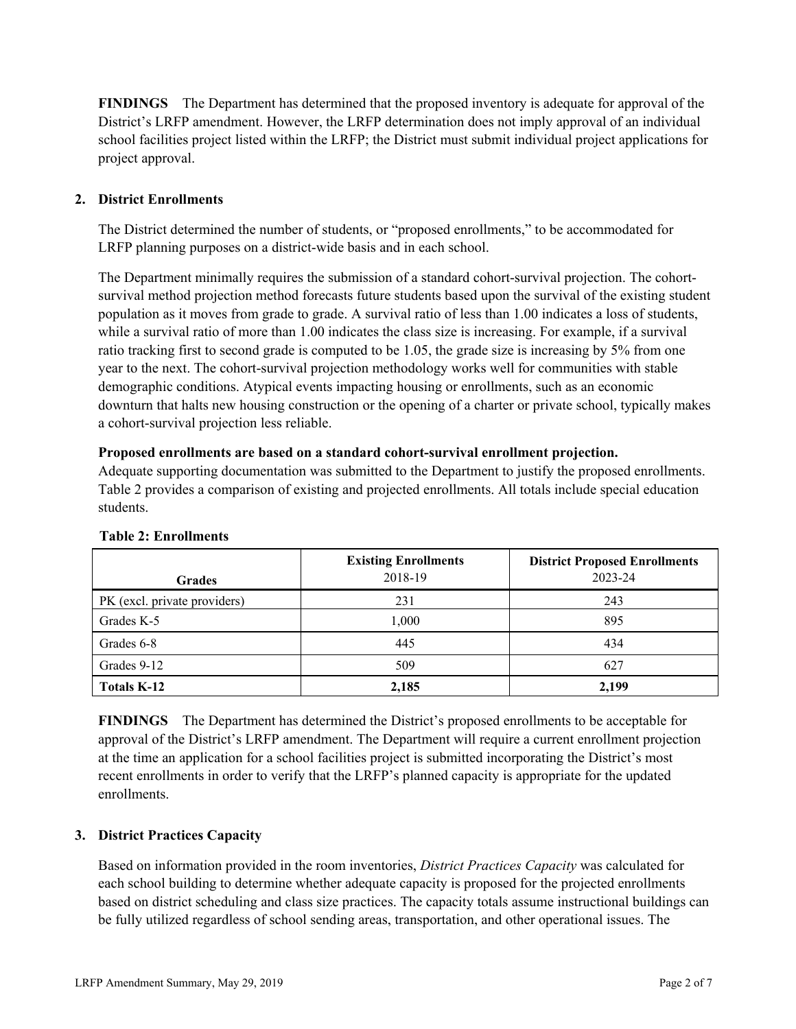**FINDINGS** The Department has determined that the proposed inventory is adequate for approval of the District's LRFP amendment. However, the LRFP determination does not imply approval of an individual school facilities project listed within the LRFP; the District must submit individual project applications for project approval.

## 2. District Enrollments

The District determined the number of students, or "proposed enrollments," to be accommodated for LRFP planning purposes on a district-wide basis and in each school.

The Department minimally requires the submission of a standard cohort-survival projection. The cohort-survival method projection method forecasts future students based upon the survival of the existing student population as it moves from grade to grade. A survival ratio of less than 1.00 indicates a loss of students, while a survival ratio of more than 1.00 indicates the class size is increasing. For example, if a survival ratio tracking first to second grade is computed to be 1.05, the grade size is increasing by 5% from one year to the next. The cohort-survival projection methodology works well for communities with stable demographic conditions. Atypical events impacting housing or enrollments, such as an economic downturn that halts new housing construction or the opening of a charter or private school, typically makes a cohort-survival projection less reliable.

**Proposed enrollments are based on a standard cohort-survival enrollment projection.**
Adequate supporting documentation was submitted to the Department to justify the proposed enrollments. Table 2 provides a comparison of existing and projected enrollments. All totals include special education students.

**Table 2: Enrollments**

| Grades | Existing Enrollments 2018-19 | District Proposed Enrollments 2023-24 |
|---|---|---|
| PK (excl. private providers) | 231 | 243 |
| Grades K-5 | 1,000 | 895 |
| Grades 6-8 | 445 | 434 |
| Grades 9-12 | 509 | 627 |
| **Totals K-12** | **2,185** | **2,199** |

**FINDINGS** The Department has determined the District's proposed enrollments to be acceptable for approval of the District's LRFP amendment. The Department will require a current enrollment projection at the time an application for a school facilities project is submitted incorporating the District's most recent enrollments in order to verify that the LRFP's planned capacity is appropriate for the updated enrollments.

## 3. District Practices Capacity

Based on information provided in the room inventories, *District Practices Capacity* was calculated for each school building to determine whether adequate capacity is proposed for the projected enrollments based on district scheduling and class size practices. The capacity totals assume instructional buildings can be fully utilized regardless of school sending areas, transportation, and other operational issues. The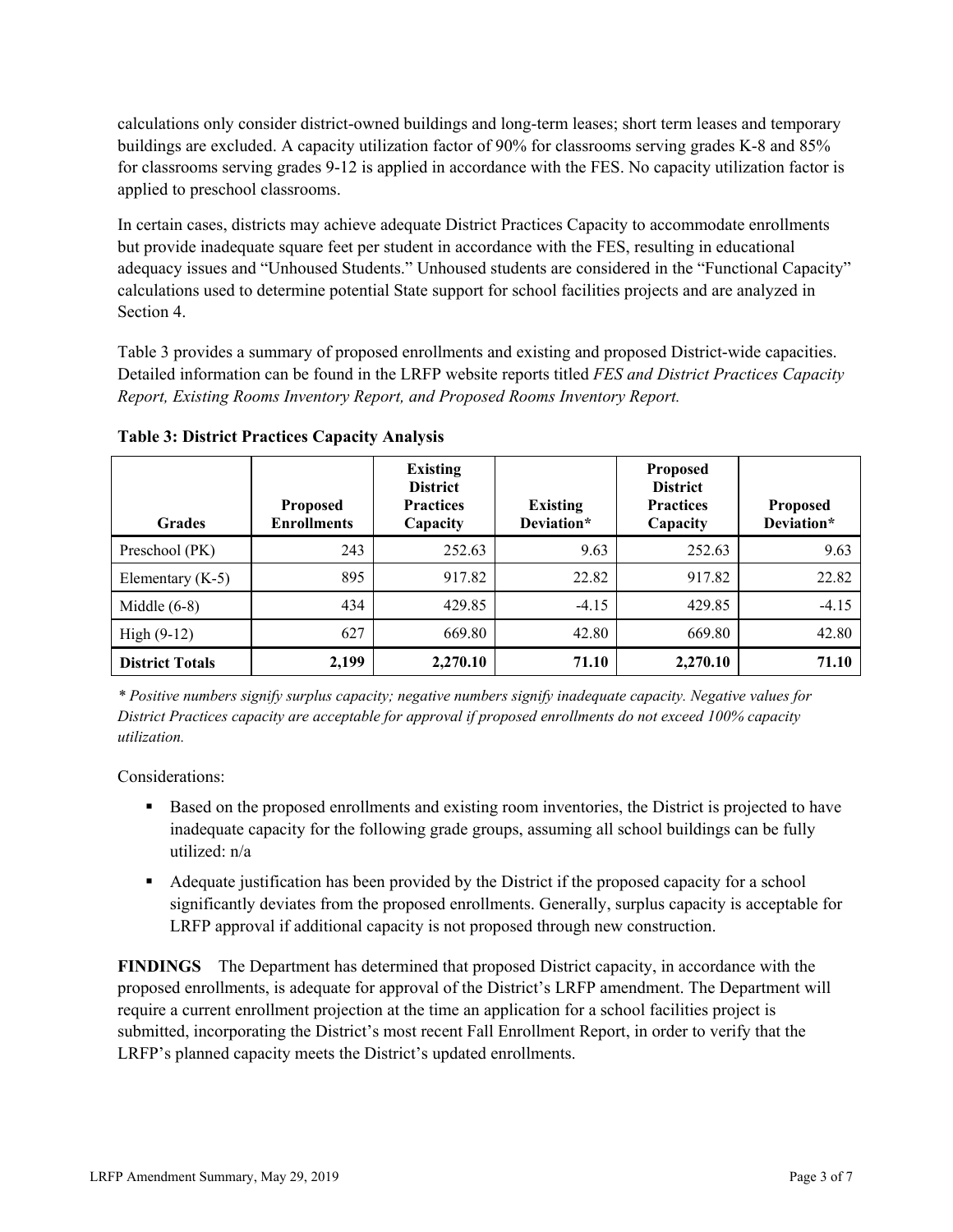calculations only consider district-owned buildings and long-term leases; short term leases and temporary buildings are excluded. A capacity utilization factor of 90% for classrooms serving grades K-8 and 85% for classrooms serving grades 9-12 is applied in accordance with the FES. No capacity utilization factor is applied to preschool classrooms.

In certain cases, districts may achieve adequate District Practices Capacity to accommodate enrollments but provide inadequate square feet per student in accordance with the FES, resulting in educational adequacy issues and "Unhoused Students." Unhoused students are considered in the "Functional Capacity" calculations used to determine potential State support for school facilities projects and are analyzed in Section 4.

Table 3 provides a summary of proposed enrollments and existing and proposed District-wide capacities. Detailed information can be found in the LRFP website reports titled *FES and District Practices Capacity Report, Existing Rooms Inventory Report, and Proposed Rooms Inventory Report.*

**Table 3: District Practices Capacity Analysis**

| Grades | Proposed Enrollments | Existing District Practices Capacity | Existing Deviation* | Proposed District Practices Capacity | Proposed Deviation* |
|---|---|---|---|---|---|
| Preschool (PK) | 243 | 252.63 | 9.63 | 252.63 | 9.63 |
| Elementary (K-5) | 895 | 917.82 | 22.82 | 917.82 | 22.82 |
| Middle (6-8) | 434 | 429.85 | -4.15 | 429.85 | -4.15 |
| High (9-12) | 627 | 669.80 | 42.80 | 669.80 | 42.80 |
| **District Totals** | **2,199** | **2,270.10** | **71.10** | **2,270.10** | **71.10** |

*\* Positive numbers signify surplus capacity; negative numbers signify inadequate capacity. Negative values for District Practices capacity are acceptable for approval if proposed enrollments do not exceed 100% capacity utilization.*

Considerations:

- Based on the proposed enrollments and existing room inventories, the District is projected to have inadequate capacity for the following grade groups, assuming all school buildings can be fully utilized: n/a
- Adequate justification has been provided by the District if the proposed capacity for a school significantly deviates from the proposed enrollments. Generally, surplus capacity is acceptable for LRFP approval if additional capacity is not proposed through new construction.

**FINDINGS** The Department has determined that proposed District capacity, in accordance with the proposed enrollments, is adequate for approval of the District's LRFP amendment. The Department will require a current enrollment projection at the time an application for a school facilities project is submitted, incorporating the District's most recent Fall Enrollment Report, in order to verify that the LRFP's planned capacity meets the District's updated enrollments.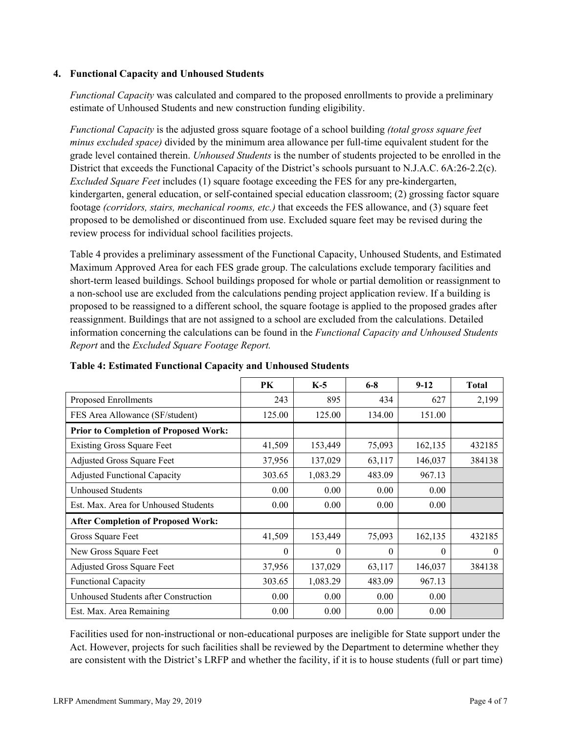### 4. Functional Capacity and Unhoused Students

*Functional Capacity* was calculated and compared to the proposed enrollments to provide a preliminary estimate of Unhoused Students and new construction funding eligibility.

*Functional Capacity* is the adjusted gross square footage of a school building *(total gross square feet minus excluded space)* divided by the minimum area allowance per full-time equivalent student for the grade level contained therein. *Unhoused Students* is the number of students projected to be enrolled in the District that exceeds the Functional Capacity of the District's schools pursuant to N.J.A.C. 6A:26-2.2(c). *Excluded Square Feet* includes (1) square footage exceeding the FES for any pre-kindergarten, kindergarten, general education, or self-contained special education classroom; (2) grossing factor square footage *(corridors, stairs, mechanical rooms, etc.)* that exceeds the FES allowance, and (3) square feet proposed to be demolished or discontinued from use. Excluded square feet may be revised during the review process for individual school facilities projects.

Table 4 provides a preliminary assessment of the Functional Capacity, Unhoused Students, and Estimated Maximum Approved Area for each FES grade group. The calculations exclude temporary facilities and short-term leased buildings. School buildings proposed for whole or partial demolition or reassignment to a non-school use are excluded from the calculations pending project application review. If a building is proposed to be reassigned to a different school, the square footage is applied to the proposed grades after reassignment. Buildings that are not assigned to a school are excluded from the calculations. Detailed information concerning the calculations can be found in the *Functional Capacity and Unhoused Students Report* and the *Excluded Square Footage Report.*

**Table 4: Estimated Functional Capacity and Unhoused Students**

| | PK | K-5 | 6-8 | 9-12 | Total |
|---|---|---|---|---|---|
| Proposed Enrollments | 243 | 895 | 434 | 627 | 2,199 |
| FES Area Allowance (SF/student) | 125.00 | 125.00 | 134.00 | 151.00 | |
| **Prior to Completion of Proposed Work:** | | | | | |
| Existing Gross Square Feet | 41,509 | 153,449 | 75,093 | 162,135 | 432185 |
| Adjusted Gross Square Feet | 37,956 | 137,029 | 63,117 | 146,037 | 384138 |
| Adjusted Functional Capacity | 303.65 | 1,083.29 | 483.09 | 967.13 | |
| Unhoused Students | 0.00 | 0.00 | 0.00 | 0.00 | |
| Est. Max. Area for Unhoused Students | 0.00 | 0.00 | 0.00 | 0.00 | |
| **After Completion of Proposed Work:** | | | | | |
| Gross Square Feet | 41,509 | 153,449 | 75,093 | 162,135 | 432185 |
| New Gross Square Feet | 0 | 0 | 0 | 0 | 0 |
| Adjusted Gross Square Feet | 37,956 | 137,029 | 63,117 | 146,037 | 384138 |
| Functional Capacity | 303.65 | 1,083.29 | 483.09 | 967.13 | |
| Unhoused Students after Construction | 0.00 | 0.00 | 0.00 | 0.00 | |
| Est. Max. Area Remaining | 0.00 | 0.00 | 0.00 | 0.00 | |

Facilities used for non-instructional or non-educational purposes are ineligible for State support under the Act. However, projects for such facilities shall be reviewed by the Department to determine whether they are consistent with the District's LRFP and whether the facility, if it is to house students (full or part time)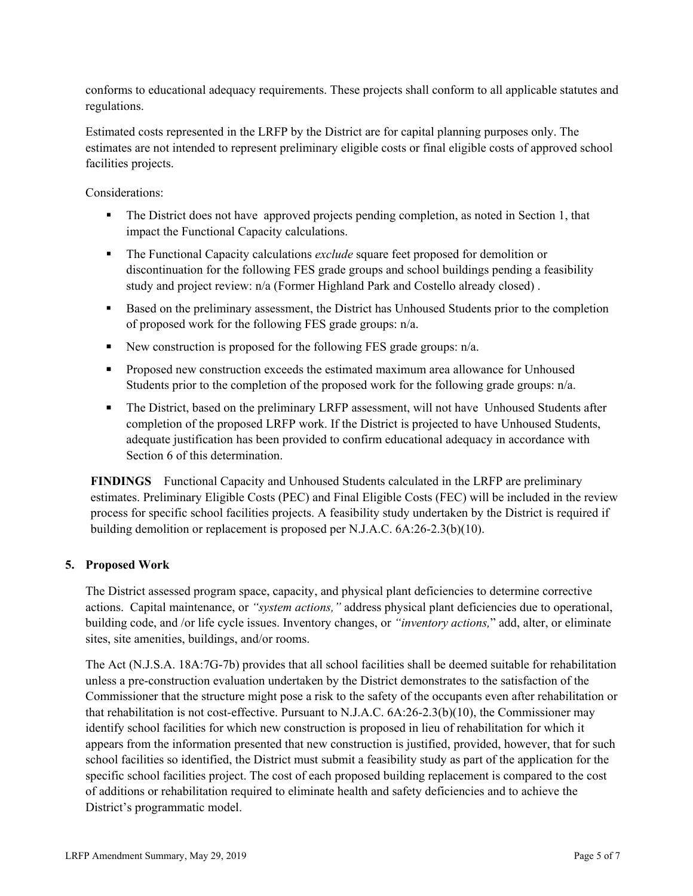conforms to educational adequacy requirements. These projects shall conform to all applicable statutes and regulations.

Estimated costs represented in the LRFP by the District are for capital planning purposes only. The estimates are not intended to represent preliminary eligible costs or final eligible costs of approved school facilities projects.

Considerations:

- The District does not have approved projects pending completion, as noted in Section 1, that impact the Functional Capacity calculations.
- The Functional Capacity calculations *exclude* square feet proposed for demolition or discontinuation for the following FES grade groups and school buildings pending a feasibility study and project review: n/a (Former Highland Park and Costello already closed) .
- Based on the preliminary assessment, the District has Unhoused Students prior to the completion of proposed work for the following FES grade groups: n/a.
- New construction is proposed for the following FES grade groups: n/a.
- Proposed new construction exceeds the estimated maximum area allowance for Unhoused Students prior to the completion of the proposed work for the following grade groups: n/a.
- The District, based on the preliminary LRFP assessment, will not have Unhoused Students after completion of the proposed LRFP work. If the District is projected to have Unhoused Students, adequate justification has been provided to confirm educational adequacy in accordance with Section 6 of this determination.

**FINDINGS** Functional Capacity and Unhoused Students calculated in the LRFP are preliminary estimates. Preliminary Eligible Costs (PEC) and Final Eligible Costs (FEC) will be included in the review process for specific school facilities projects. A feasibility study undertaken by the District is required if building demolition or replacement is proposed per N.J.A.C. 6A:26-2.3(b)(10).

## 5. Proposed Work

The District assessed program space, capacity, and physical plant deficiencies to determine corrective actions. Capital maintenance, or *"system actions,"* address physical plant deficiencies due to operational, building code, and /or life cycle issues. Inventory changes, or *"inventory actions,"* add, alter, or eliminate sites, site amenities, buildings, and/or rooms.

The Act (N.J.S.A. 18A:7G-7b) provides that all school facilities shall be deemed suitable for rehabilitation unless a pre-construction evaluation undertaken by the District demonstrates to the satisfaction of the Commissioner that the structure might pose a risk to the safety of the occupants even after rehabilitation or that rehabilitation is not cost-effective. Pursuant to N.J.A.C. 6A:26-2.3(b)(10), the Commissioner may identify school facilities for which new construction is proposed in lieu of rehabilitation for which it appears from the information presented that new construction is justified, provided, however, that for such school facilities so identified, the District must submit a feasibility study as part of the application for the specific school facilities project. The cost of each proposed building replacement is compared to the cost of additions or rehabilitation required to eliminate health and safety deficiencies and to achieve the District's programmatic model.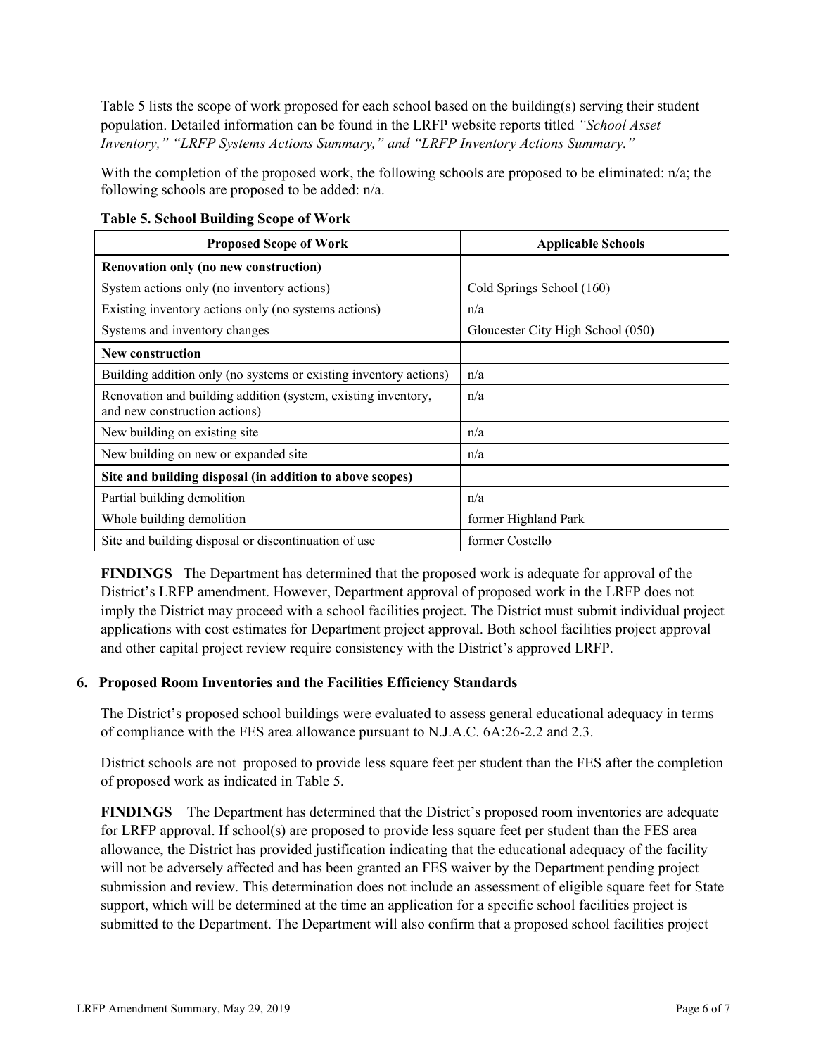Table 5 lists the scope of work proposed for each school based on the building(s) serving their student population. Detailed information can be found in the LRFP website reports titled *"School Asset Inventory," "LRFP Systems Actions Summary," and "LRFP Inventory Actions Summary."*

With the completion of the proposed work, the following schools are proposed to be eliminated: n/a; the following schools are proposed to be added: n/a.

**Table 5. School Building Scope of Work**

| Proposed Scope of Work | Applicable Schools |
|---|---|
| **Renovation only (no new construction)** | |
| System actions only (no inventory actions) | Cold Springs School (160) |
| Existing inventory actions only (no systems actions) | n/a |
| Systems and inventory changes | Gloucester City High School (050) |
| **New construction** | |
| Building addition only (no systems or existing inventory actions) | n/a |
| Renovation and building addition (system, existing inventory, and new construction actions) | n/a |
| New building on existing site | n/a |
| New building on new or expanded site | n/a |
| **Site and building disposal (in addition to above scopes)** | |
| Partial building demolition | n/a |
| Whole building demolition | former Highland Park |
| Site and building disposal or discontinuation of use | former Costello |

**FINDINGS** The Department has determined that the proposed work is adequate for approval of the District's LRFP amendment. However, Department approval of proposed work in the LRFP does not imply the District may proceed with a school facilities project. The District must submit individual project applications with cost estimates for Department project approval. Both school facilities project approval and other capital project review require consistency with the District's approved LRFP.

## 6. Proposed Room Inventories and the Facilities Efficiency Standards

The District's proposed school buildings were evaluated to assess general educational adequacy in terms of compliance with the FES area allowance pursuant to N.J.A.C. 6A:26-2.2 and 2.3.

District schools are not proposed to provide less square feet per student than the FES after the completion of proposed work as indicated in Table 5.

**FINDINGS** The Department has determined that the District's proposed room inventories are adequate for LRFP approval. If school(s) are proposed to provide less square feet per student than the FES area allowance, the District has provided justification indicating that the educational adequacy of the facility will not be adversely affected and has been granted an FES waiver by the Department pending project submission and review. This determination does not include an assessment of eligible square feet for State support, which will be determined at the time an application for a specific school facilities project is submitted to the Department. The Department will also confirm that a proposed school facilities project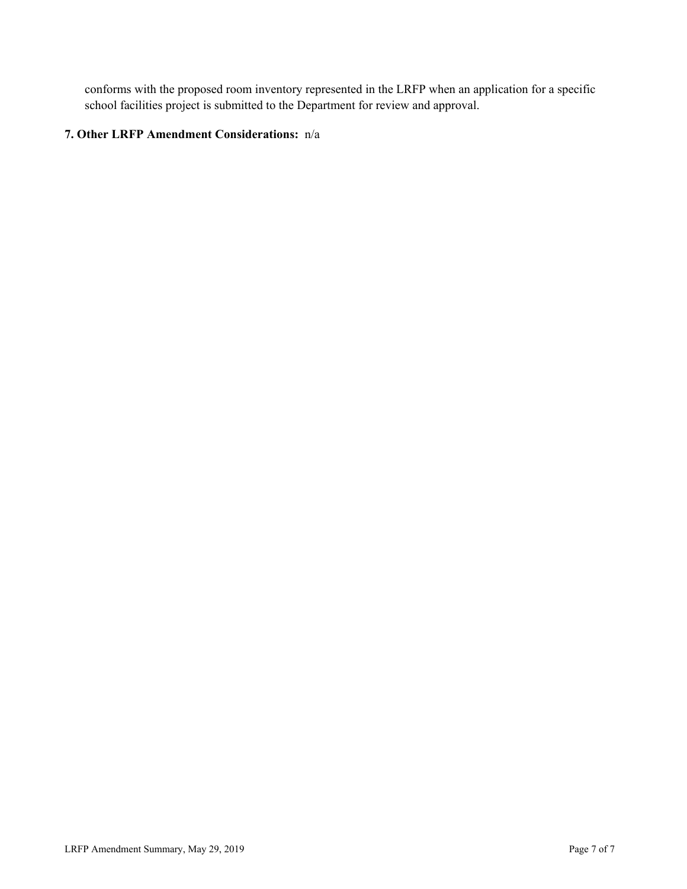conforms with the proposed room inventory represented in the LRFP when an application for a specific school facilities project is submitted to the Department for review and approval.

**7. Other LRFP Amendment Considerations:** n/a